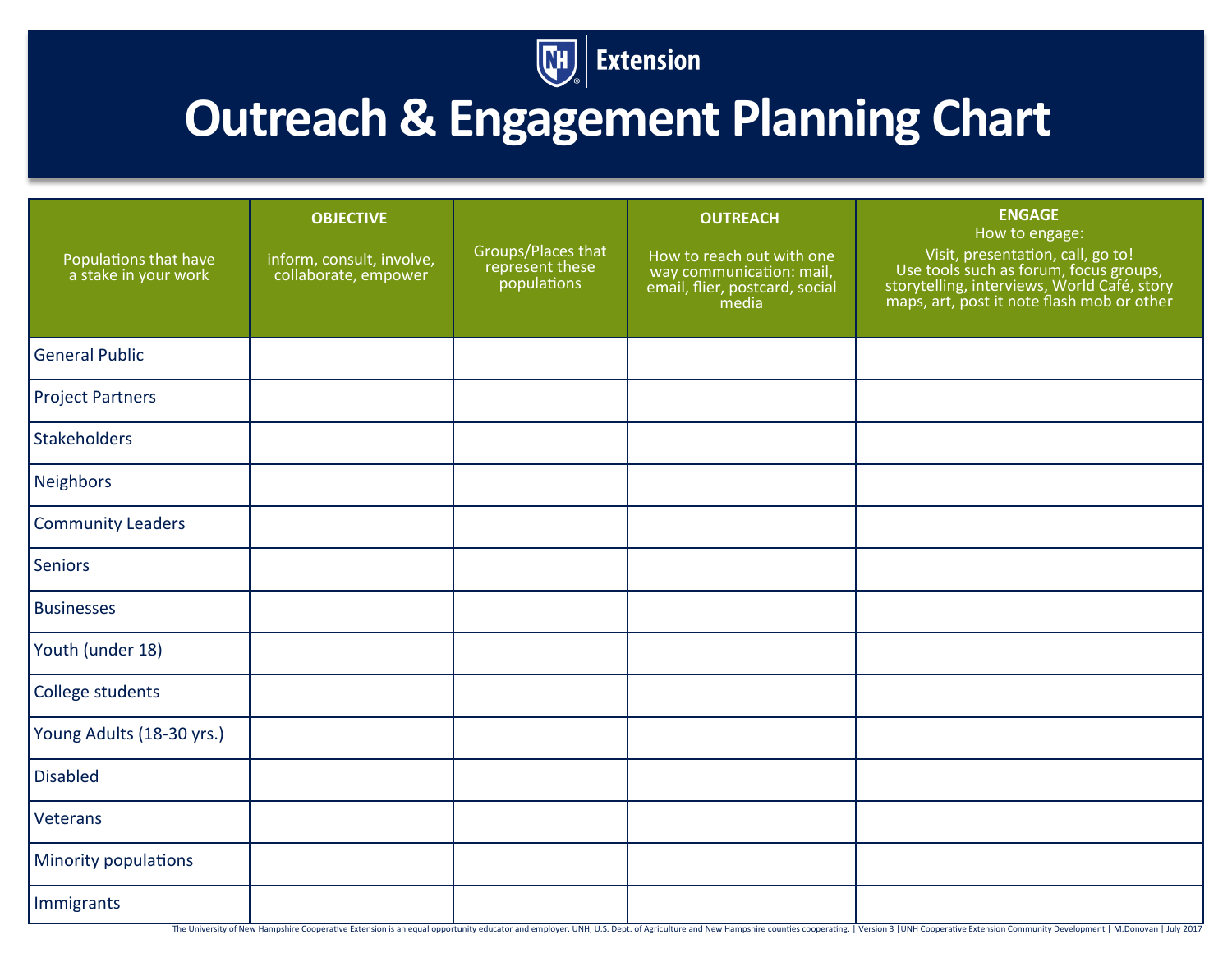Extension

# Outreach & Engagement Planning Chart

| Populations that have a stake in your work | **OBJECTIVE** inform, consult, involve, collaborate, empower | Groups/Places that represent these populations | **OUTREACH** How to reach out with one way communication: mail, email, flier, postcard, social media | **ENGAGE** How to engage: Visit, presentation, call, go to! Use tools such as forum, focus groups, storytelling, interviews, World Café, story maps, art, post it note flash mob or other |
|---|---|---|---|---|
| General Public | | | | |
| Project Partners | | | | |
| Stakeholders | | | | |
| Neighbors | | | | |
| Community Leaders | | | | |
| Seniors | | | | |
| Businesses | | | | |
| Youth (under 18) | | | | |
| College students | | | | |
| Young Adults (18-30 yrs.) | | | | |
| Disabled | | | | |
| Veterans | | | | |
| Minority populations | | | | |
| Immigrants | | | | |

The University of New Hampshire Cooperative Extension is an equal opportunity educator and employer. UNH, U.S. Dept. of Agriculture and New Hampshire counties cooperating. | Version 3 |UNH Cooperative Extension Community Development | M.Donovan | July 2017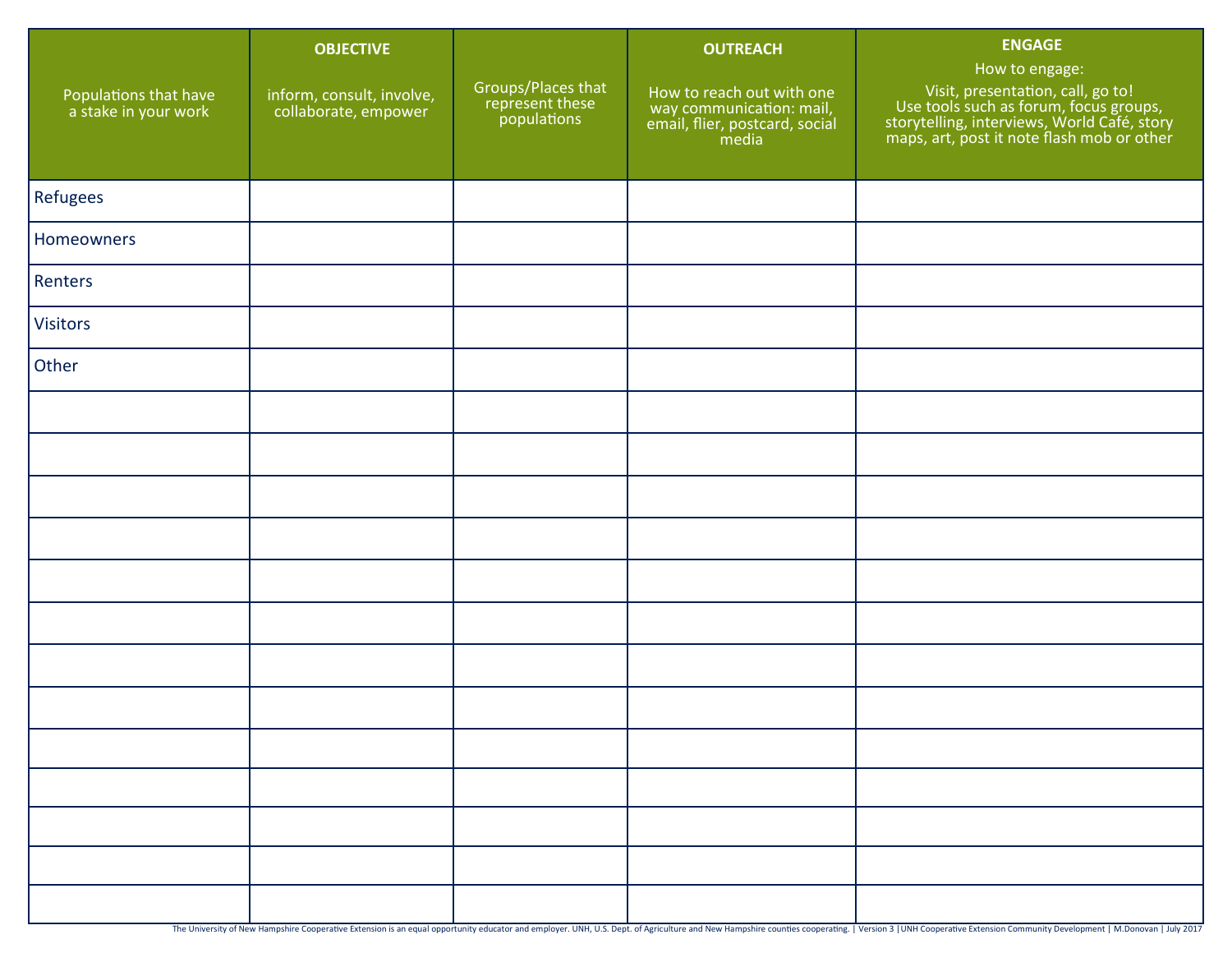| Populations that have a stake in your work | **OBJECTIVE** inform, consult, involve, collaborate, empower | Groups/Places that represent these populations | **OUTREACH** How to reach out with one way communication: mail, email, flier, postcard, social media | **ENGAGE** How to engage: Visit, presentation, call, go to! Use tools such as forum, focus groups, storytelling, interviews, World Café, story maps, art, post it note flash mob or other |
|---|---|---|---|---|
| Refugees | | | | |
| Homeowners | | | | |
| Renters | | | | |
| Visitors | | | | |
| Other | | | | |
| | | | | |
| | | | | |
| | | | | |
| | | | | |
| | | | | |
| | | | | |
| | | | | |
| | | | | |
| | | | | |
| | | | | |
| | | | | |
| | | | | |
| | | | | |

The University of New Hampshire Cooperative Extension is an equal opportunity educator and employer. UNH, U.S. Dept. of Agriculture and New Hampshire counties cooperating. | Version 3 |UNH Cooperative Extension Community Development | M.Donovan | July 2017